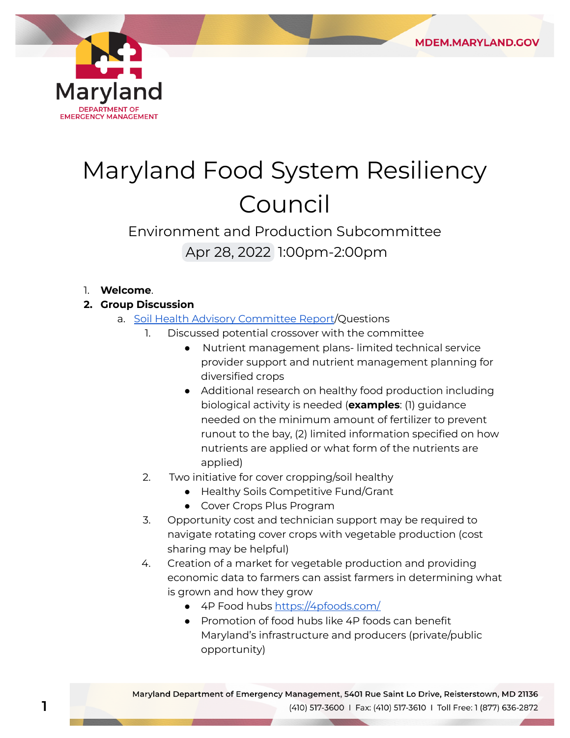# Maryland Food System Resiliency Council

## Environment and Production Subcommittee

Apr 28, 2022 1:00pm-2:00pm

1. **Welcome**.
2. **Group Discussion**
   a. [Soil Health Advisory Committee Report](#)/Questions
      1. Discussed potential crossover with the committee
         - Nutrient management plans- limited technical service provider support and nutrient management planning for diversified crops
         - Additional research on healthy food production including biological activity is needed (**examples**: (1) guidance needed on the minimum amount of fertilizer to prevent runout to the bay, (2) limited information specified on how nutrients are applied or what form of the nutrients are applied)
      2. Two initiative for cover cropping/soil healthy
         - Healthy Soils Competitive Fund/Grant
         - Cover Crops Plus Program
      3. Opportunity cost and technician support may be required to navigate rotating cover crops with vegetable production (cost sharing may be helpful)
      4. Creation of a market for vegetable production and providing economic data to farmers can assist farmers in determining what is grown and how they grow
         - 4P Food hubs [https://4pfoods.com/](https://4pfoods.com/)
         - Promotion of food hubs like 4P foods can benefit Maryland's infrastructure and producers (private/public opportunity)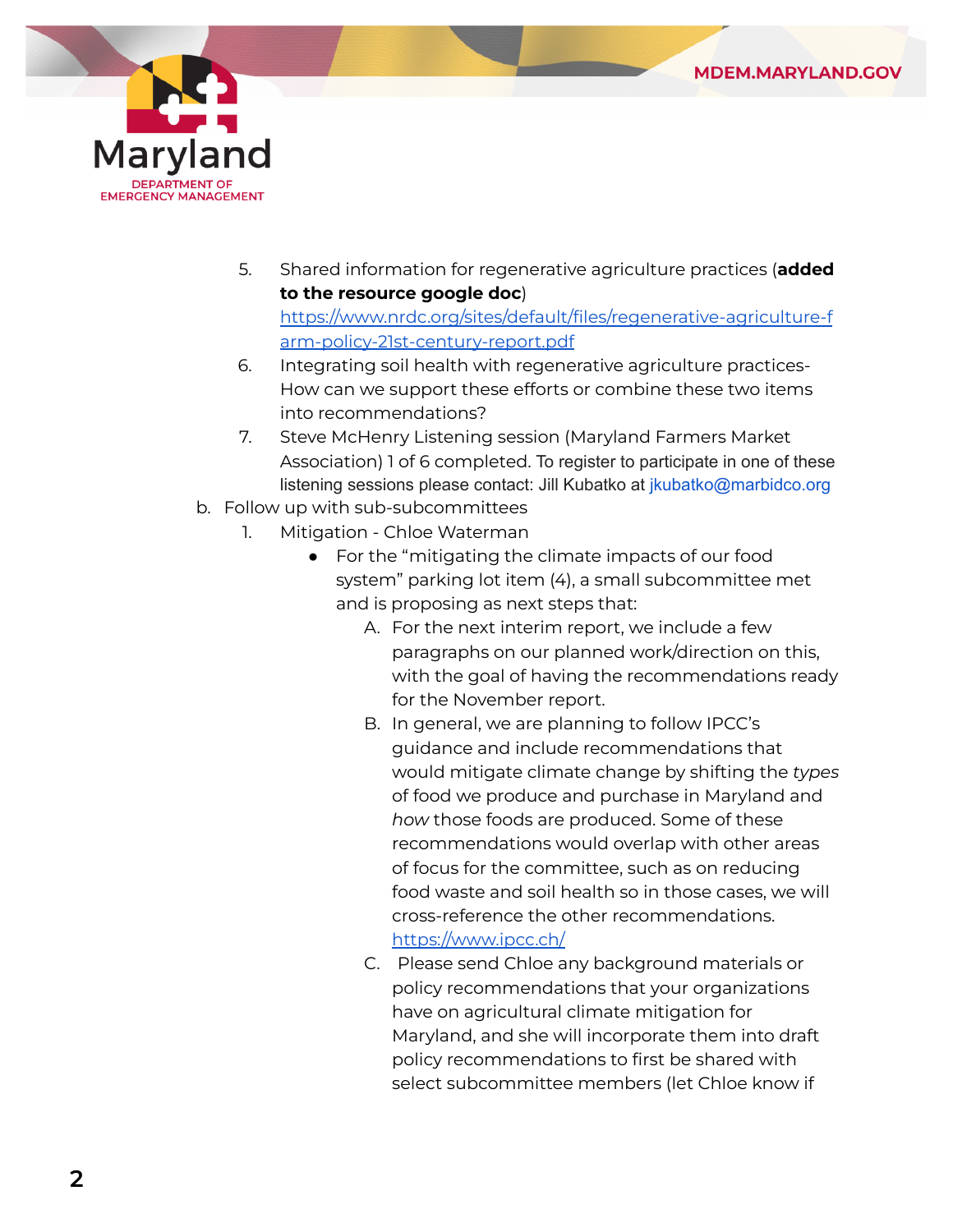5. Shared information for regenerative agriculture practices (**added to the resource google doc**) [https://www.nrdc.org/sites/default/files/regenerative-agriculture-farm-policy-21st-century-report.pdf](https://www.nrdc.org/sites/default/files/regenerative-agriculture-farm-policy-21st-century-report.pdf)
6. Integrating soil health with regenerative agriculture practices- How can we support these efforts or combine these two items into recommendations?
7. Steve McHenry Listening session (Maryland Farmers Market Association) 1 of 6 completed. To register to participate in one of these listening sessions please contact: Jill Kubatko at jkubatko@marbidco.org

b. Follow up with sub-subcommittees

1. Mitigation - Chloe Waterman
   - For the "mitigating the climate impacts of our food system" parking lot item (4), a small subcommittee met and is proposing as next steps that:
     A. For the next interim report, we include a few paragraphs on our planned work/direction on this, with the goal of having the recommendations ready for the November report.
     B. In general, we are planning to follow IPCC's guidance and include recommendations that would mitigate climate change by shifting the *types* of food we produce and purchase in Maryland and *how* those foods are produced. Some of these recommendations would overlap with other areas of focus for the committee, such as on reducing food waste and soil health so in those cases, we will cross-reference the other recommendations. [https://www.ipcc.ch/](https://www.ipcc.ch/)
     C. Please send Chloe any background materials or policy recommendations that your organizations have on agricultural climate mitigation for Maryland, and she will incorporate them into draft policy recommendations to first be shared with select subcommittee members (let Chloe know if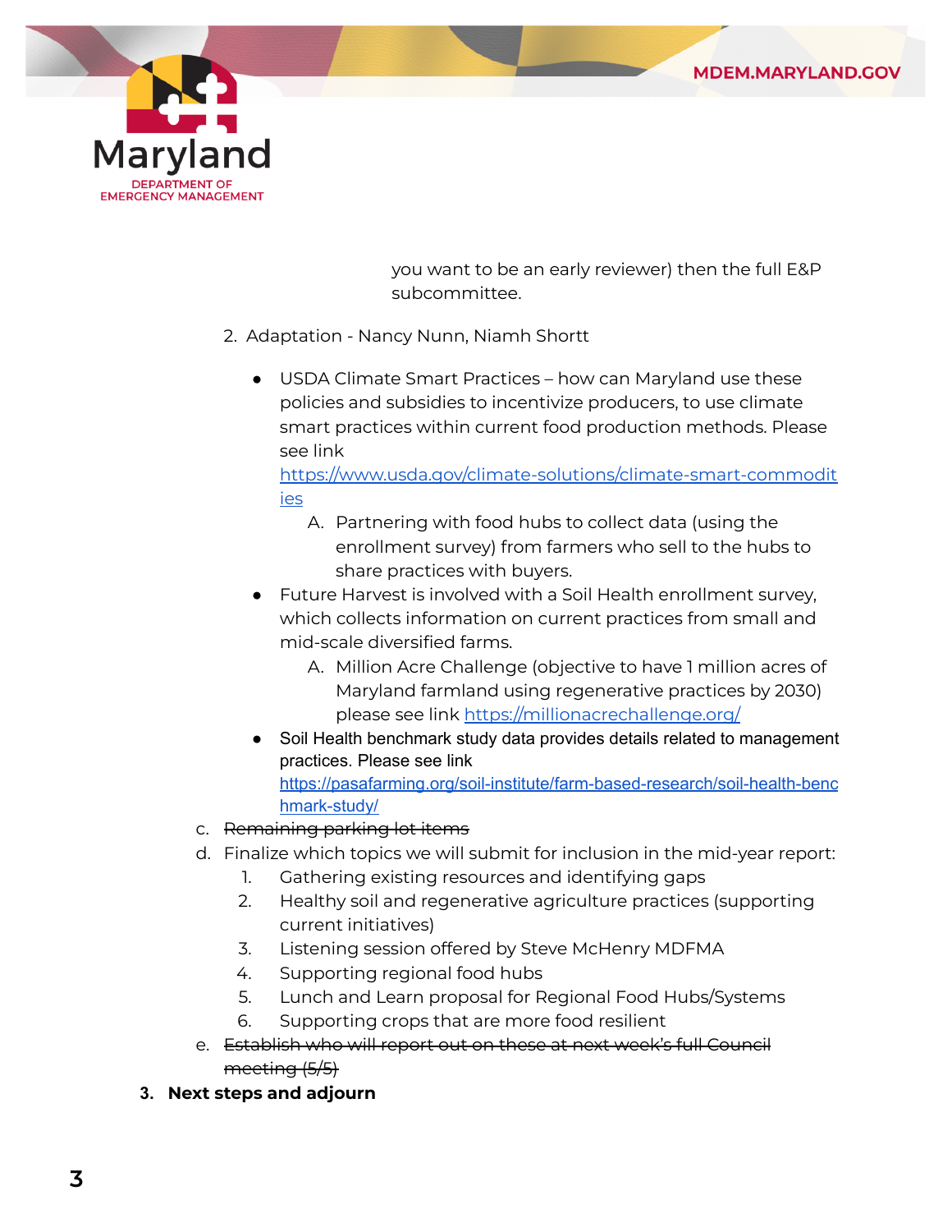you want to be an early reviewer) then the full E&P subcommittee.

2. Adaptation - Nancy Nunn, Niamh Shortt

   - USDA Climate Smart Practices – how can Maryland use these policies and subsidies to incentivize producers, to use climate smart practices within current food production methods. Please see link https://www.usda.gov/climate-solutions/climate-smart-commodities
     A. Partnering with food hubs to collect data (using the enrollment survey) from farmers who sell to the hubs to share practices with buyers.
   - Future Harvest is involved with a Soil Health enrollment survey, which collects information on current practices from small and mid-scale diversified farms.
     A. Million Acre Challenge (objective to have 1 million acres of Maryland farmland using regenerative practices by 2030) please see link https://millionacrechallenge.org/
   - Soil Health benchmark study data provides details related to management practices. Please see link https://pasafarming.org/soil-institute/farm-based-research/soil-health-benchmark-study/

c. ~~Remaining parking lot items~~

d. Finalize which topics we will submit for inclusion in the mid-year report:
   1. Gathering existing resources and identifying gaps
   2. Healthy soil and regenerative agriculture practices (supporting current initiatives)
   3. Listening session offered by Steve McHenry MDFMA
   4. Supporting regional food hubs
   5. Lunch and Learn proposal for Regional Food Hubs/Systems
   6. Supporting crops that are more food resilient

e. ~~Establish who will report out on these at next week's full Council meeting (5/5)~~

**3. Next steps and adjourn**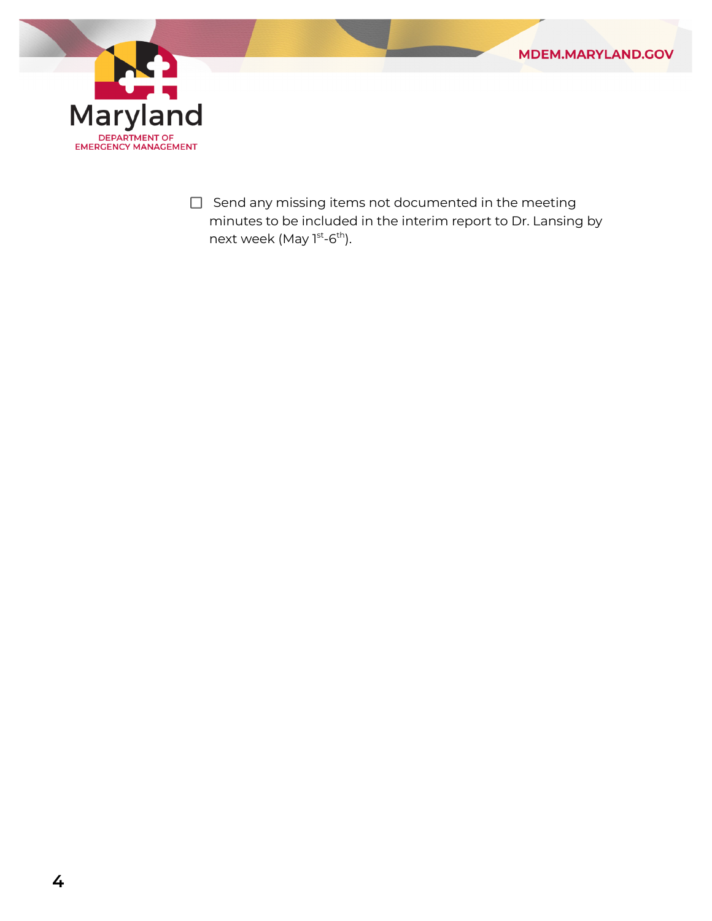- [ ] Send any missing items not documented in the meeting minutes to be included in the interim report to Dr. Lansing by next week (May 1st-6th).